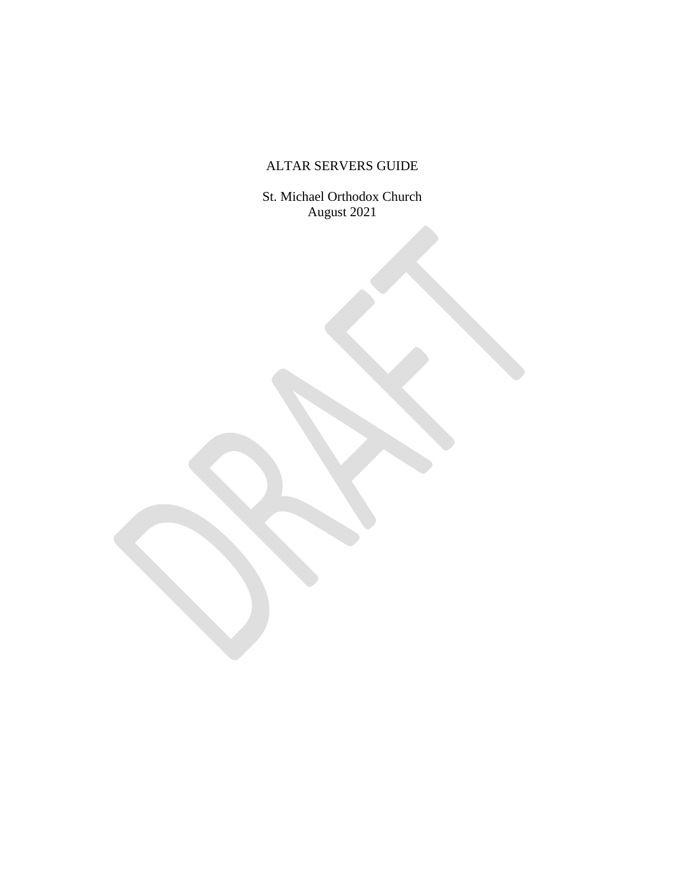# ALTAR SERVERS GUIDE

St. Michael Orthodox Church
August 2021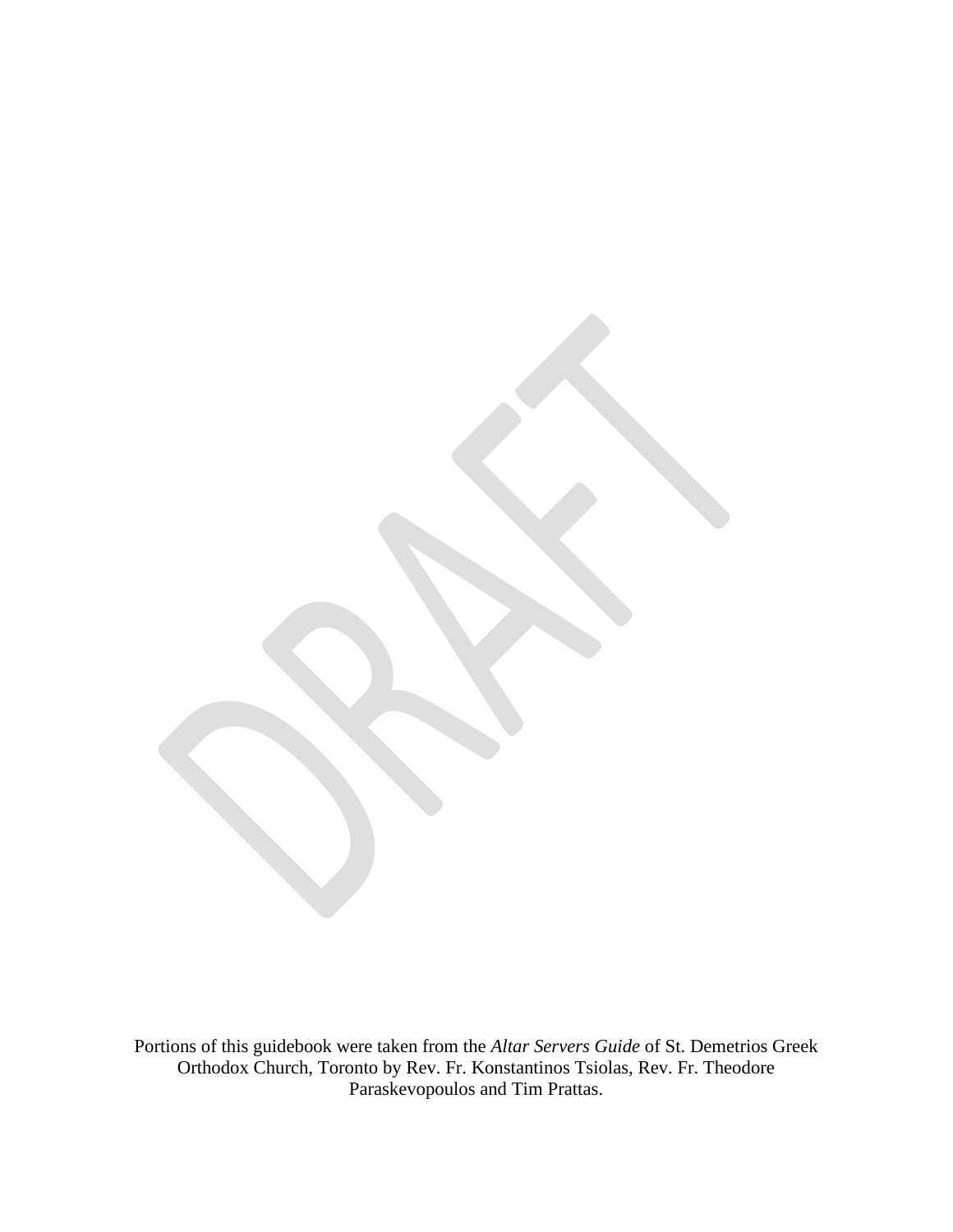Portions of this guidebook were taken from the *Altar Servers Guide* of St. Demetrios Greek Orthodox Church, Toronto by Rev. Fr. Konstantinos Tsiolas, Rev. Fr. Theodore Paraskevopoulos and Tim Prattas.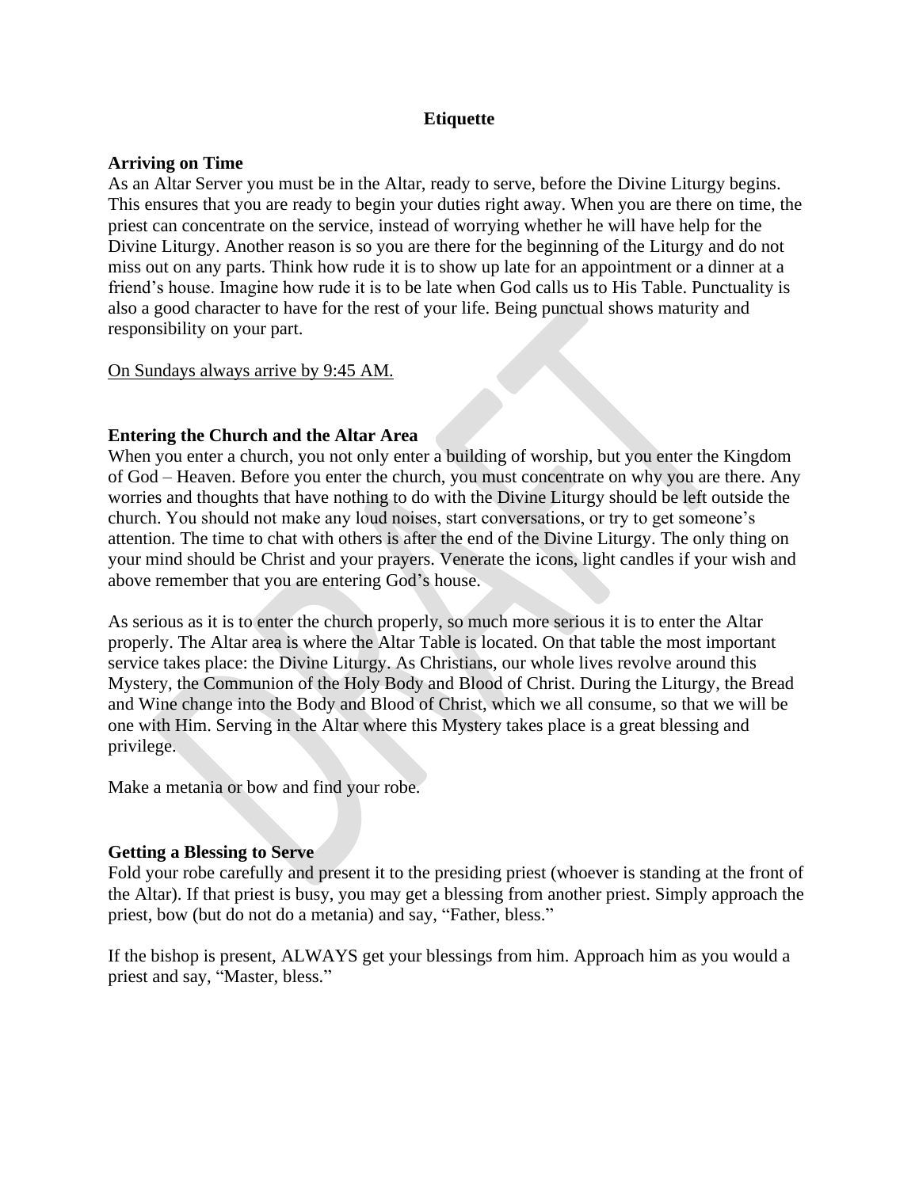# Etiquette

## Arriving on Time

As an Altar Server you must be in the Altar, ready to serve, before the Divine Liturgy begins. This ensures that you are ready to begin your duties right away. When you are there on time, the priest can concentrate on the service, instead of worrying whether he will have help for the Divine Liturgy. Another reason is so you are there for the beginning of the Liturgy and do not miss out on any parts. Think how rude it is to show up late for an appointment or a dinner at a friend's house. Imagine how rude it is to be late when God calls us to His Table. Punctuality is also a good character to have for the rest of your life. Being punctual shows maturity and responsibility on your part.

<u>On Sundays always arrive by 9:45 AM.</u>

## Entering the Church and the Altar Area

When you enter a church, you not only enter a building of worship, but you enter the Kingdom of God – Heaven. Before you enter the church, you must concentrate on why you are there. Any worries and thoughts that have nothing to do with the Divine Liturgy should be left outside the church. You should not make any loud noises, start conversations, or try to get someone's attention. The time to chat with others is after the end of the Divine Liturgy. The only thing on your mind should be Christ and your prayers. Venerate the icons, light candles if your wish and above remember that you are entering God's house.

As serious as it is to enter the church properly, so much more serious it is to enter the Altar properly. The Altar area is where the Altar Table is located. On that table the most important service takes place: the Divine Liturgy. As Christians, our whole lives revolve around this Mystery, the Communion of the Holy Body and Blood of Christ. During the Liturgy, the Bread and Wine change into the Body and Blood of Christ, which we all consume, so that we will be one with Him. Serving in the Altar where this Mystery takes place is a great blessing and privilege.

Make a metania or bow and find your robe.

## Getting a Blessing to Serve

Fold your robe carefully and present it to the presiding priest (whoever is standing at the front of the Altar). If that priest is busy, you may get a blessing from another priest. Simply approach the priest, bow (but do not do a metania) and say, "Father, bless."

If the bishop is present, ALWAYS get your blessings from him. Approach him as you would a priest and say, "Master, bless."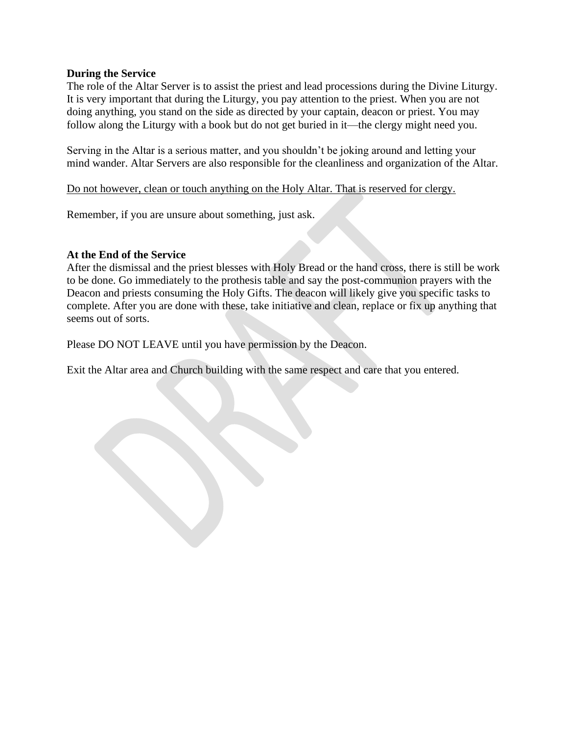**During the Service**

The role of the Altar Server is to assist the priest and lead processions during the Divine Liturgy. It is very important that during the Liturgy, you pay attention to the priest. When you are not doing anything, you stand on the side as directed by your captain, deacon or priest. You may follow along the Liturgy with a book but do not get buried in it—the clergy might need you.

Serving in the Altar is a serious matter, and you shouldn't be joking around and letting your mind wander. Altar Servers are also responsible for the cleanliness and organization of the Altar.

<u>Do not however, clean or touch anything on the Holy Altar. That is reserved for clergy.</u>

Remember, if you are unsure about something, just ask.

**At the End of the Service**

After the dismissal and the priest blesses with Holy Bread or the hand cross, there is still be work to be done. Go immediately to the prothesis table and say the post-communion prayers with the Deacon and priests consuming the Holy Gifts. The deacon will likely give you specific tasks to complete. After you are done with these, take initiative and clean, replace or fix up anything that seems out of sorts.

Please DO NOT LEAVE until you have permission by the Deacon.

Exit the Altar area and Church building with the same respect and care that you entered.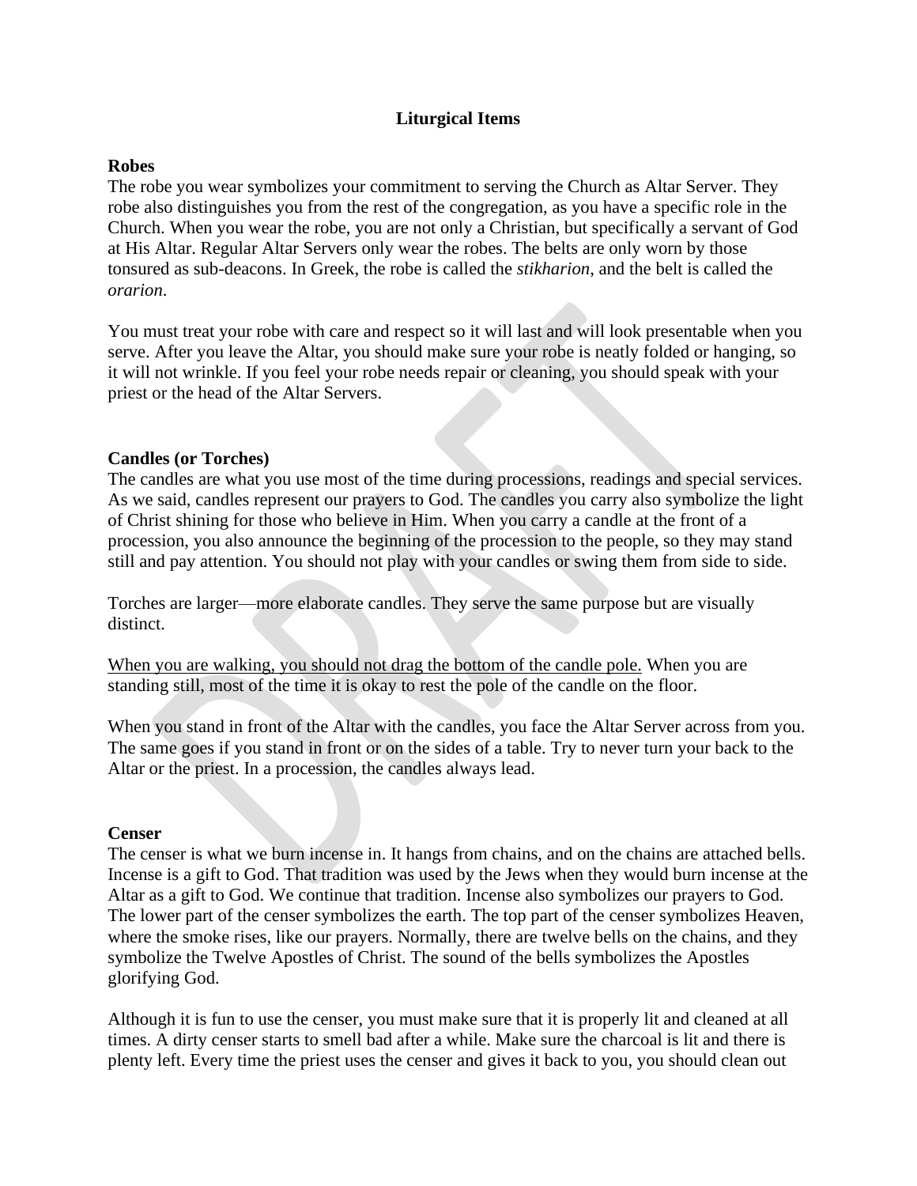## Liturgical Items

### Robes

The robe you wear symbolizes your commitment to serving the Church as Altar Server. They robe also distinguishes you from the rest of the congregation, as you have a specific role in the Church. When you wear the robe, you are not only a Christian, but specifically a servant of God at His Altar. Regular Altar Servers only wear the robes. The belts are only worn by those tonsured as sub-deacons. In Greek, the robe is called the *stikharion*, and the belt is called the *orarion*.

You must treat your robe with care and respect so it will last and will look presentable when you serve. After you leave the Altar, you should make sure your robe is neatly folded or hanging, so it will not wrinkle. If you feel your robe needs repair or cleaning, you should speak with your priest or the head of the Altar Servers.

### Candles (or Torches)

The candles are what you use most of the time during processions, readings and special services. As we said, candles represent our prayers to God. The candles you carry also symbolize the light of Christ shining for those who believe in Him. When you carry a candle at the front of a procession, you also announce the beginning of the procession to the people, so they may stand still and pay attention. You should not play with your candles or swing them from side to side.

Torches are larger—more elaborate candles. They serve the same purpose but are visually distinct.

<u>When you are walking, you should not drag the bottom of the candle pole.</u> When you are standing still, most of the time it is okay to rest the pole of the candle on the floor.

When you stand in front of the Altar with the candles, you face the Altar Server across from you. The same goes if you stand in front or on the sides of a table. Try to never turn your back to the Altar or the priest. In a procession, the candles always lead.

### Censer

The censer is what we burn incense in. It hangs from chains, and on the chains are attached bells. Incense is a gift to God. That tradition was used by the Jews when they would burn incense at the Altar as a gift to God. We continue that tradition. Incense also symbolizes our prayers to God. The lower part of the censer symbolizes the earth. The top part of the censer symbolizes Heaven, where the smoke rises, like our prayers. Normally, there are twelve bells on the chains, and they symbolize the Twelve Apostles of Christ. The sound of the bells symbolizes the Apostles glorifying God.

Although it is fun to use the censer, you must make sure that it is properly lit and cleaned at all times. A dirty censer starts to smell bad after a while. Make sure the charcoal is lit and there is plenty left. Every time the priest uses the censer and gives it back to you, you should clean out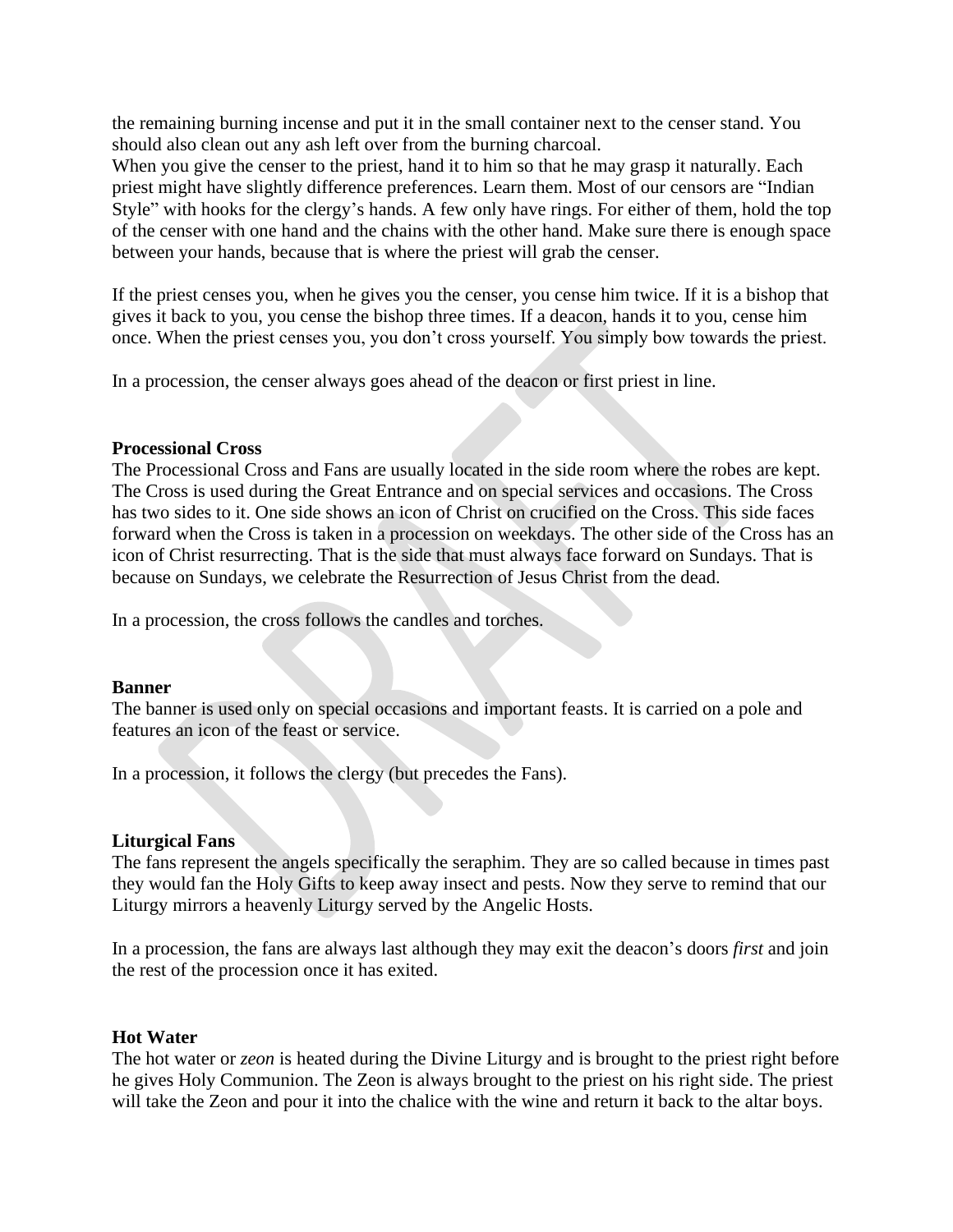the remaining burning incense and put it in the small container next to the censer stand. You should also clean out any ash left over from the burning charcoal.
When you give the censer to the priest, hand it to him so that he may grasp it naturally. Each priest might have slightly difference preferences. Learn them. Most of our censors are "Indian Style" with hooks for the clergy's hands. A few only have rings. For either of them, hold the top of the censer with one hand and the chains with the other hand. Make sure there is enough space between your hands, because that is where the priest will grab the censer.

If the priest censes you, when he gives you the censer, you cense him twice. If it is a bishop that gives it back to you, you cense the bishop three times. If a deacon, hands it to you, cense him once. When the priest censes you, you don't cross yourself. You simply bow towards the priest.

In a procession, the censer always goes ahead of the deacon or first priest in line.

**Processional Cross**
The Processional Cross and Fans are usually located in the side room where the robes are kept. The Cross is used during the Great Entrance and on special services and occasions. The Cross has two sides to it. One side shows an icon of Christ on crucified on the Cross. This side faces forward when the Cross is taken in a procession on weekdays. The other side of the Cross has an icon of Christ resurrecting. That is the side that must always face forward on Sundays. That is because on Sundays, we celebrate the Resurrection of Jesus Christ from the dead.

In a procession, the cross follows the candles and torches.

**Banner**
The banner is used only on special occasions and important feasts. It is carried on a pole and features an icon of the feast or service.

In a procession, it follows the clergy (but precedes the Fans).

**Liturgical Fans**
The fans represent the angels specifically the seraphim. They are so called because in times past they would fan the Holy Gifts to keep away insect and pests. Now they serve to remind that our Liturgy mirrors a heavenly Liturgy served by the Angelic Hosts.

In a procession, the fans are always last although they may exit the deacon's doors *first* and join the rest of the procession once it has exited.

**Hot Water**
The hot water or *zeon* is heated during the Divine Liturgy and is brought to the priest right before he gives Holy Communion. The Zeon is always brought to the priest on his right side. The priest will take the Zeon and pour it into the chalice with the wine and return it back to the altar boys.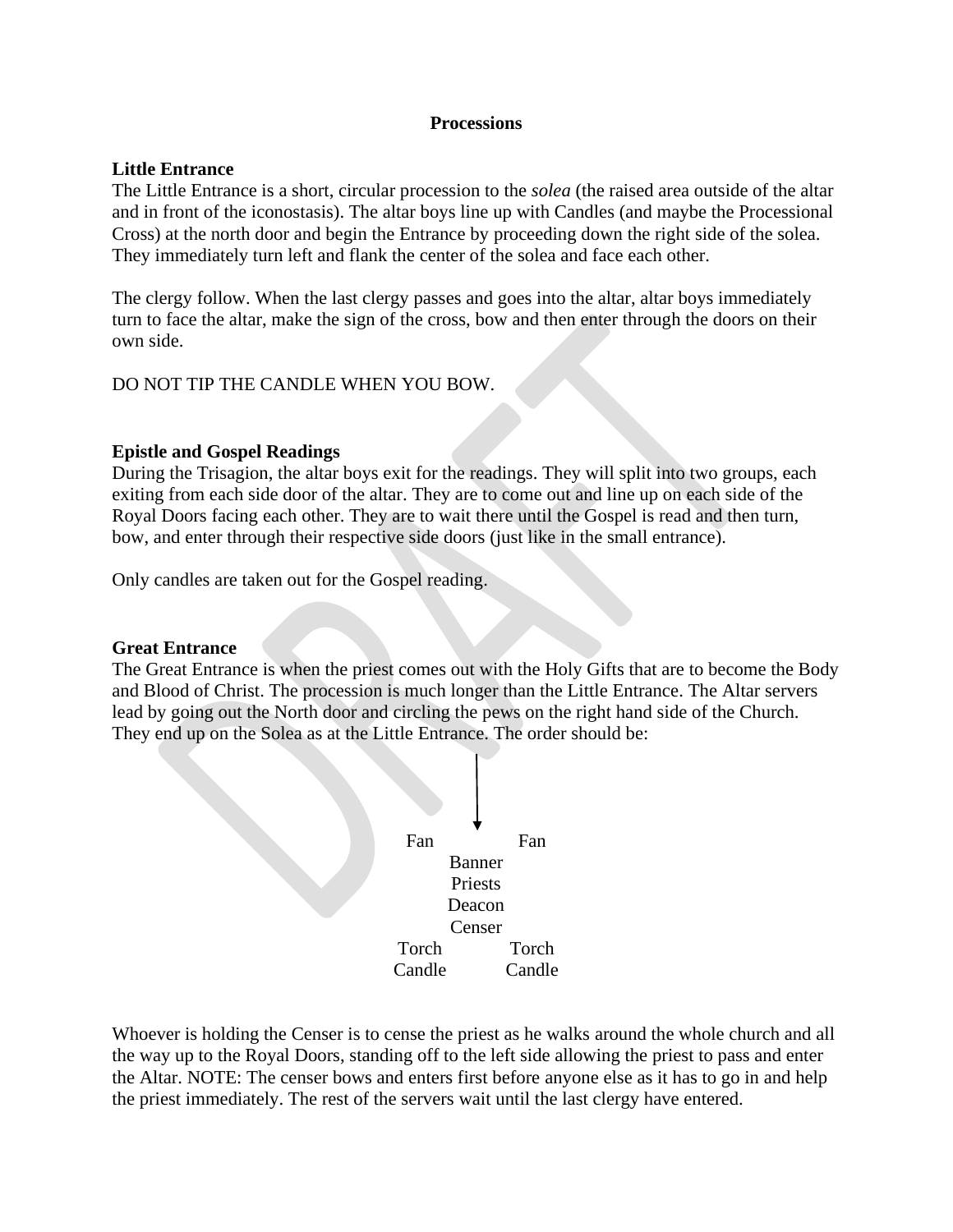**Processions**

**Little Entrance**

The Little Entrance is a short, circular procession to the *solea* (the raised area outside of the altar and in front of the iconostasis). The altar boys line up with Candles (and maybe the Processional Cross) at the north door and begin the Entrance by proceeding down the right side of the solea. They immediately turn left and flank the center of the solea and face each other.

The clergy follow. When the last clergy passes and goes into the altar, altar boys immediately turn to face the altar, make the sign of the cross, bow and then enter through the doors on their own side.

DO NOT TIP THE CANDLE WHEN YOU BOW.

**Epistle and Gospel Readings**

During the Trisagion, the altar boys exit for the readings. They will split into two groups, each exiting from each side door of the altar. They are to come out and line up on each side of the Royal Doors facing each other. They are to wait there until the Gospel is read and then turn, bow, and enter through their respective side doors (just like in the small entrance).

Only candles are taken out for the Gospel reading.

**Great Entrance**

The Great Entrance is when the priest comes out with the Holy Gifts that are to become the Body and Blood of Christ. The procession is much longer than the Little Entrance. The Altar servers lead by going out the North door and circling the pews on the right hand side of the Church. They end up on the Solea as at the Little Entrance. The order should be:

↓

Fan Fan

Banner

Priests

Deacon

Censer

Torch Torch

Candle Candle

Whoever is holding the Censer is to cense the priest as he walks around the whole church and all the way up to the Royal Doors, standing off to the left side allowing the priest to pass and enter the Altar. NOTE: The censer bows and enters first before anyone else as it has to go in and help the priest immediately. The rest of the servers wait until the last clergy have entered.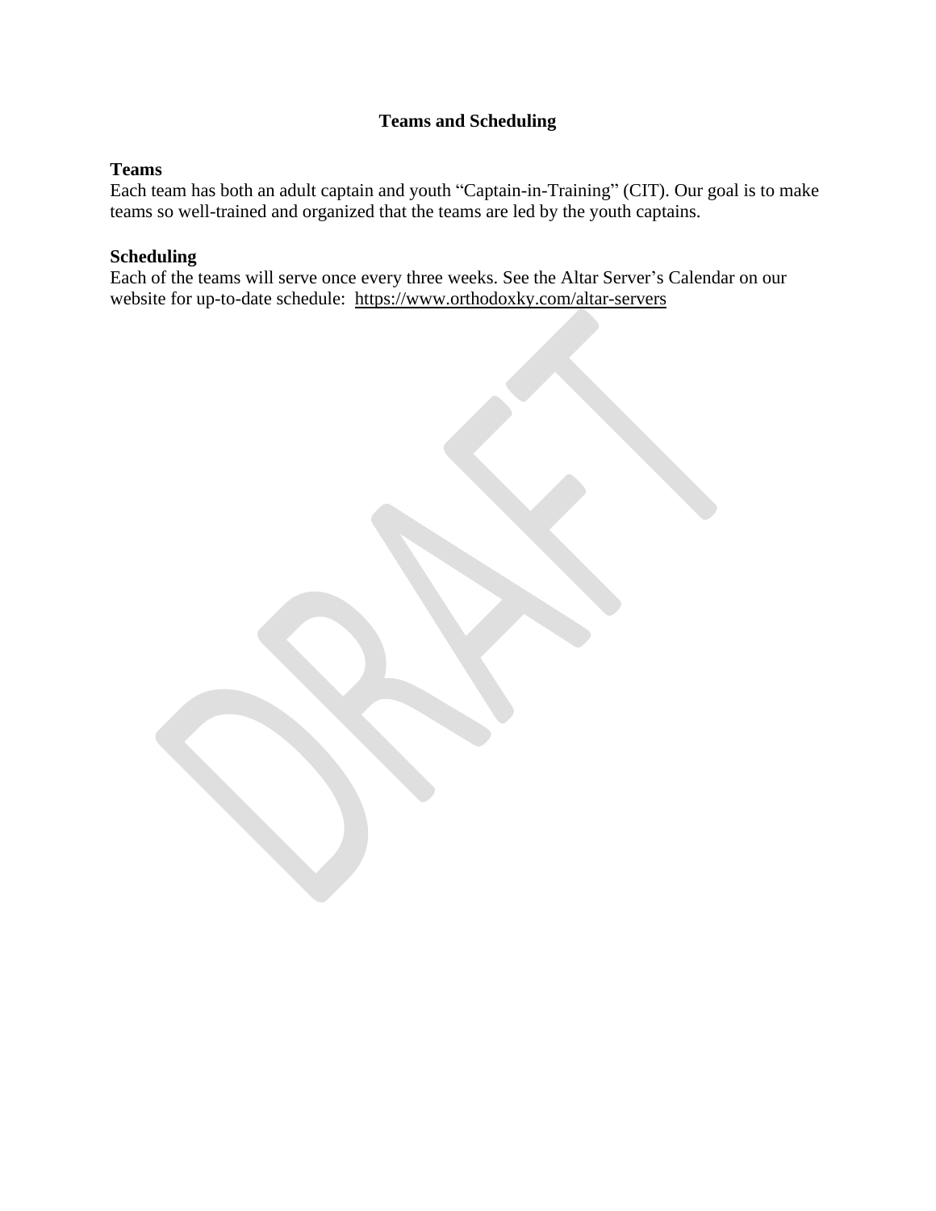# Teams and Scheduling

## Teams

Each team has both an adult captain and youth "Captain-in-Training" (CIT). Our goal is to make teams so well-trained and organized that the teams are led by the youth captains.

## Scheduling

Each of the teams will serve once every three weeks. See the Altar Server's Calendar on our website for up-to-date schedule: https://www.orthodoxky.com/altar-servers